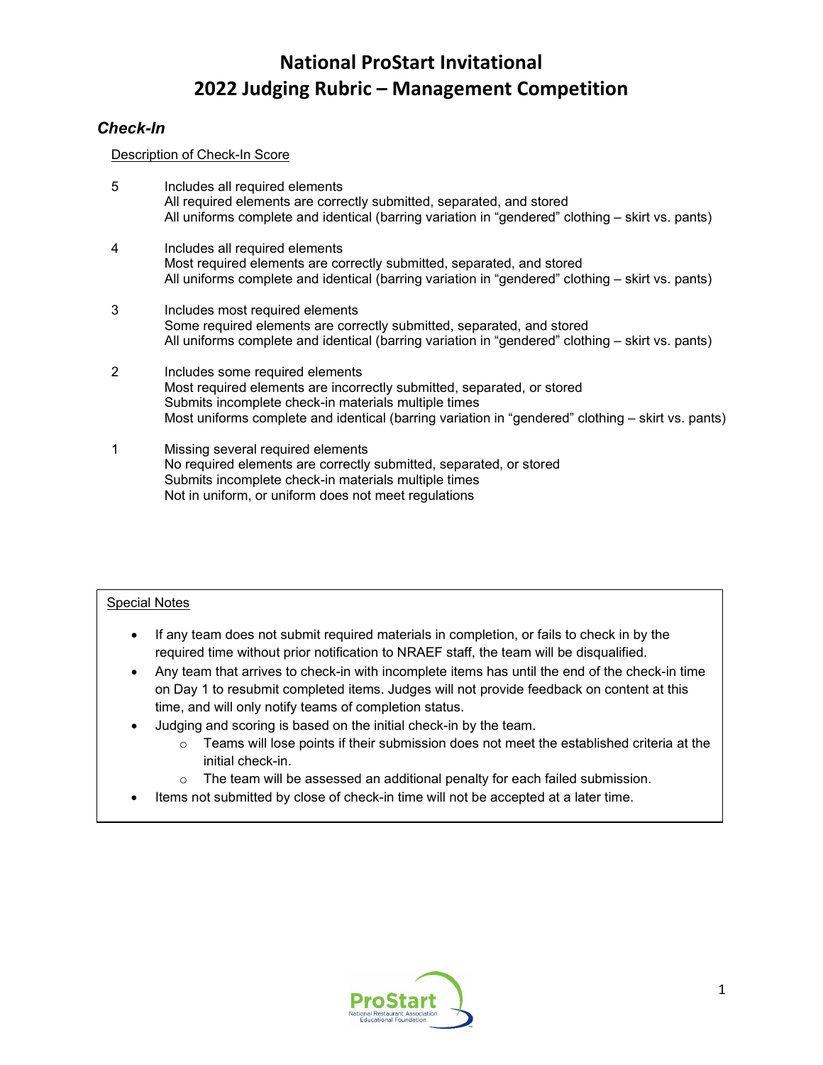# National ProStart Invitational
# 2022 Judging Rubric – Management Competition

## *Check-In*

Description of Check-In Score

5 Includes all required elements
All required elements are correctly submitted, separated, and stored
All uniforms complete and identical (barring variation in "gendered" clothing – skirt vs. pants)

4 Includes all required elements
Most required elements are correctly submitted, separated, and stored
All uniforms complete and identical (barring variation in "gendered" clothing – skirt vs. pants)

3 Includes most required elements
Some required elements are correctly submitted, separated, and stored
All uniforms complete and identical (barring variation in "gendered" clothing – skirt vs. pants)

2 Includes some required elements
Most required elements are incorrectly submitted, separated, or stored
Submits incomplete check-in materials multiple times
Most uniforms complete and identical (barring variation in "gendered" clothing – skirt vs. pants)

1 Missing several required elements
No required elements are correctly submitted, separated, or stored
Submits incomplete check-in materials multiple times
Not in uniform, or uniform does not meet regulations

Special Notes

- If any team does not submit required materials in completion, or fails to check in by the required time without prior notification to NRAEF staff, the team will be disqualified.
- Any team that arrives to check-in with incomplete items has until the end of the check-in time on Day 1 to resubmit completed items. Judges will not provide feedback on content at this time, and will only notify teams of completion status.
- Judging and scoring is based on the initial check-in by the team.
  - Teams will lose points if their submission does not meet the established criteria at the initial check-in.
  - The team will be assessed an additional penalty for each failed submission.
- Items not submitted by close of check-in time will not be accepted at a later time.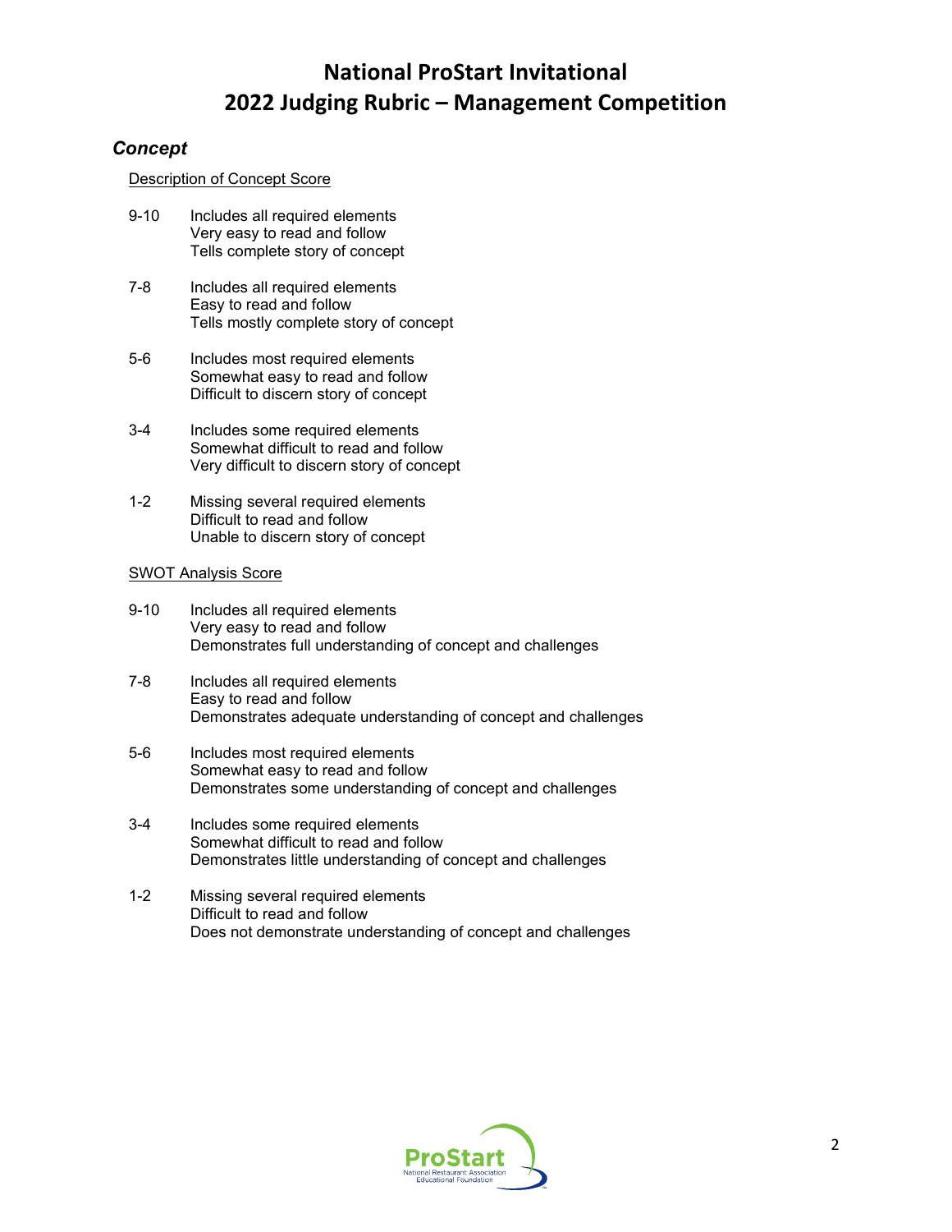# National ProStart Invitational
# 2022 Judging Rubric – Management Competition

## *Concept*

<u>Description of Concept Score</u>

| Score | Description |
|---|---|
| 9-10 | Includes all required elements<br>Very easy to read and follow<br>Tells complete story of concept |
| 7-8 | Includes all required elements<br>Easy to read and follow<br>Tells mostly complete story of concept |
| 5-6 | Includes most required elements<br>Somewhat easy to read and follow<br>Difficult to discern story of concept |
| 3-4 | Includes some required elements<br>Somewhat difficult to read and follow<br>Very difficult to discern story of concept |
| 1-2 | Missing several required elements<br>Difficult to read and follow<br>Unable to discern story of concept |

<u>SWOT Analysis Score</u>

| Score | Description |
|---|---|
| 9-10 | Includes all required elements<br>Very easy to read and follow<br>Demonstrates full understanding of concept and challenges |
| 7-8 | Includes all required elements<br>Easy to read and follow<br>Demonstrates adequate understanding of concept and challenges |
| 5-6 | Includes most required elements<br>Somewhat easy to read and follow<br>Demonstrates some understanding of concept and challenges |
| 3-4 | Includes some required elements<br>Somewhat difficult to read and follow<br>Demonstrates little understanding of concept and challenges |
| 1-2 | Missing several required elements<br>Difficult to read and follow<br>Does not demonstrate understanding of concept and challenges |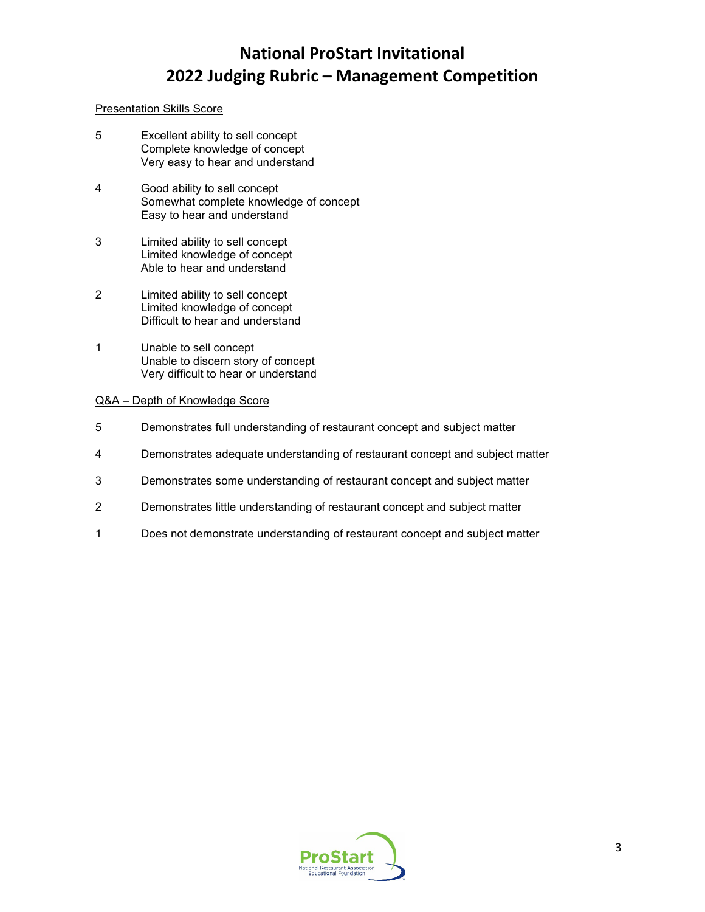# National ProStart Invitational
# 2022 Judging Rubric – Management Competition

Presentation Skills Score

5 Excellent ability to sell concept
Complete knowledge of concept
Very easy to hear and understand

4 Good ability to sell concept
Somewhat complete knowledge of concept
Easy to hear and understand

3 Limited ability to sell concept
Limited knowledge of concept
Able to hear and understand

2 Limited ability to sell concept
Limited knowledge of concept
Difficult to hear and understand

1 Unable to sell concept
Unable to discern story of concept
Very difficult to hear or understand

Q&A – Depth of Knowledge Score

5 Demonstrates full understanding of restaurant concept and subject matter

4 Demonstrates adequate understanding of restaurant concept and subject matter

3 Demonstrates some understanding of restaurant concept and subject matter

2 Demonstrates little understanding of restaurant concept and subject matter

1 Does not demonstrate understanding of restaurant concept and subject matter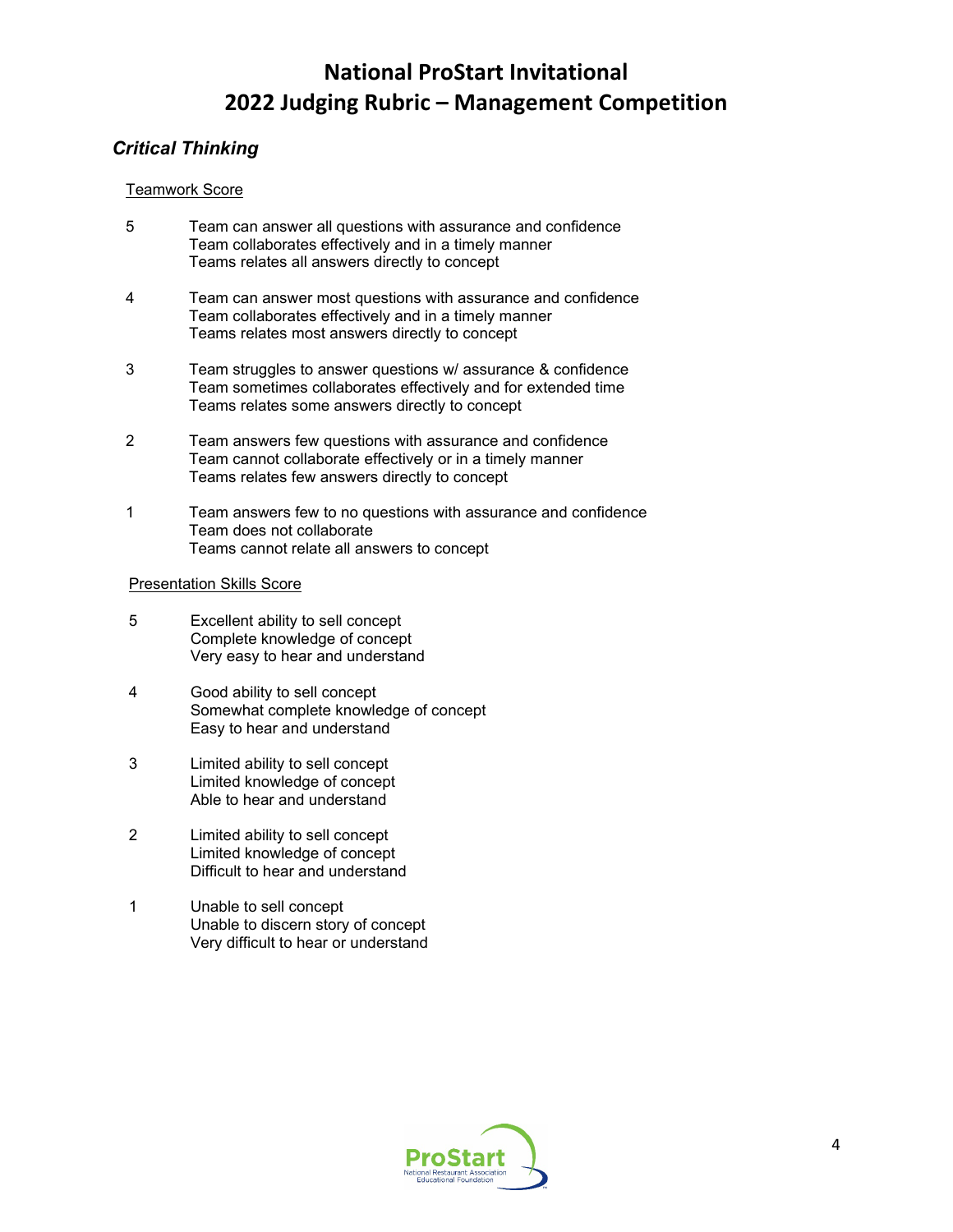# National ProStart Invitational
# 2022 Judging Rubric – Management Competition

### *Critical Thinking*

Teamwork Score

5 Team can answer all questions with assurance and confidence
Team collaborates effectively and in a timely manner
Teams relates all answers directly to concept

4 Team can answer most questions with assurance and confidence
Team collaborates effectively and in a timely manner
Teams relates most answers directly to concept

3 Team struggles to answer questions w/ assurance & confidence
Team sometimes collaborates effectively and for extended time
Teams relates some answers directly to concept

2 Team answers few questions with assurance and confidence
Team cannot collaborate effectively or in a timely manner
Teams relates few answers directly to concept

1 Team answers few to no questions with assurance and confidence
Team does not collaborate
Teams cannot relate all answers to concept

Presentation Skills Score

5 Excellent ability to sell concept
Complete knowledge of concept
Very easy to hear and understand

4 Good ability to sell concept
Somewhat complete knowledge of concept
Easy to hear and understand

3 Limited ability to sell concept
Limited knowledge of concept
Able to hear and understand

2 Limited ability to sell concept
Limited knowledge of concept
Difficult to hear and understand

1 Unable to sell concept
Unable to discern story of concept
Very difficult to hear or understand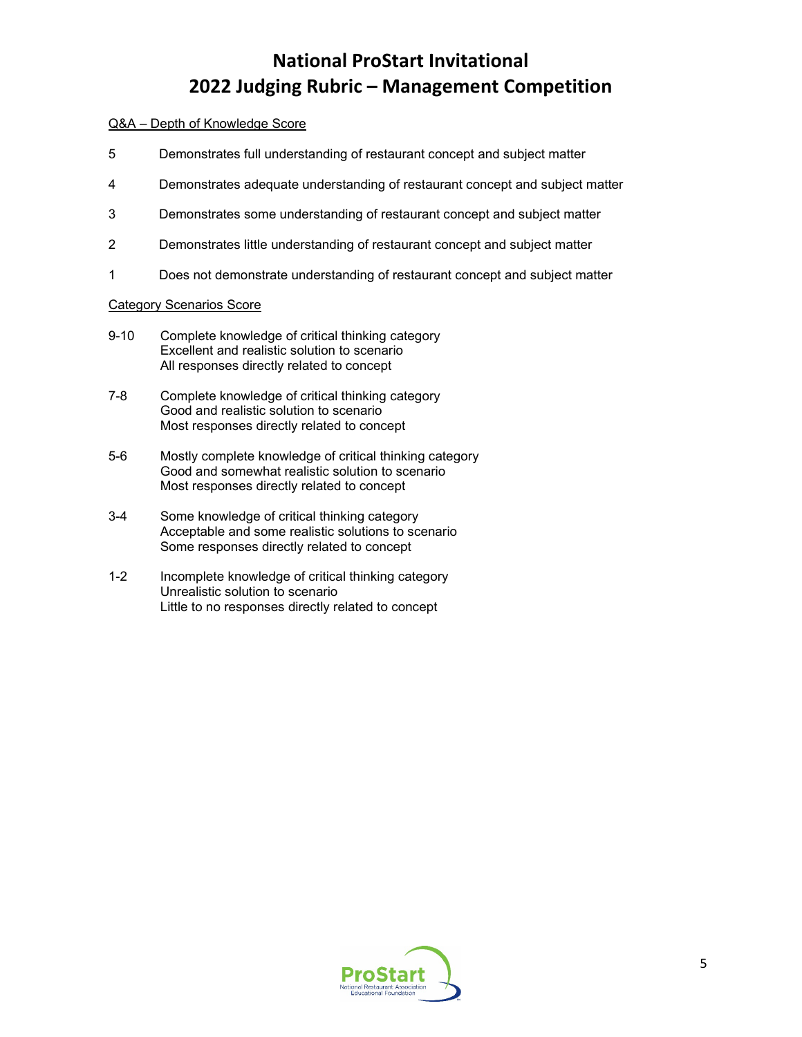# National ProStart Invitational
# 2022 Judging Rubric – Management Competition

<u>Q&A – Depth of Knowledge Score</u>

5 Demonstrates full understanding of restaurant concept and subject matter

4 Demonstrates adequate understanding of restaurant concept and subject matter

3 Demonstrates some understanding of restaurant concept and subject matter

2 Demonstrates little understanding of restaurant concept and subject matter

1 Does not demonstrate understanding of restaurant concept and subject matter

<u>Category Scenarios Score</u>

9-10 Complete knowledge of critical thinking category
Excellent and realistic solution to scenario
All responses directly related to concept

7-8 Complete knowledge of critical thinking category
Good and realistic solution to scenario
Most responses directly related to concept

5-6 Mostly complete knowledge of critical thinking category
Good and somewhat realistic solution to scenario
Most responses directly related to concept

3-4 Some knowledge of critical thinking category
Acceptable and some realistic solutions to scenario
Some responses directly related to concept

1-2 Incomplete knowledge of critical thinking category
Unrealistic solution to scenario
Little to no responses directly related to concept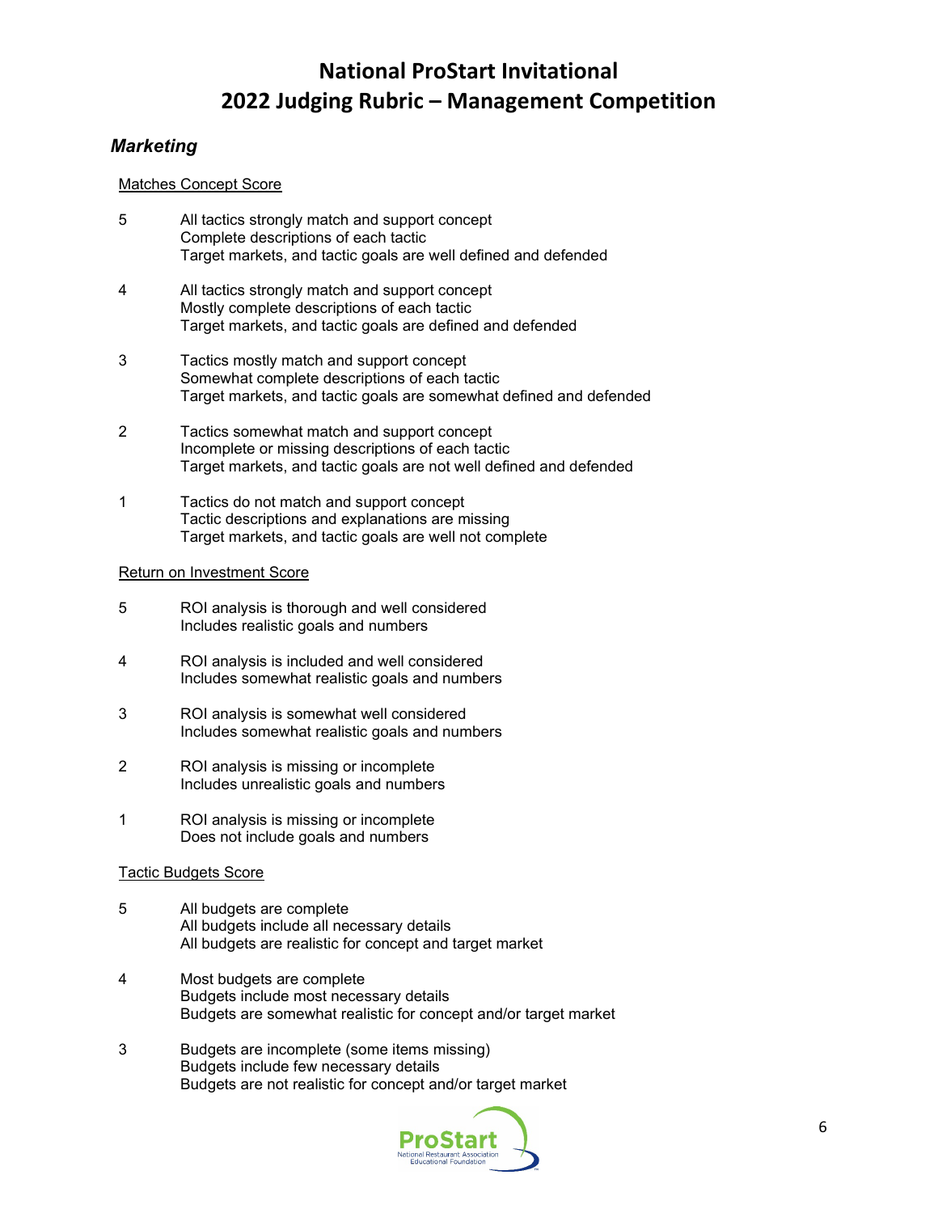# National ProStart Invitational
# 2022 Judging Rubric – Management Competition

## *Marketing*

Matches Concept Score

5 All tactics strongly match and support concept
Complete descriptions of each tactic
Target markets, and tactic goals are well defined and defended

4 All tactics strongly match and support concept
Mostly complete descriptions of each tactic
Target markets, and tactic goals are defined and defended

3 Tactics mostly match and support concept
Somewhat complete descriptions of each tactic
Target markets, and tactic goals are somewhat defined and defended

2 Tactics somewhat match and support concept
Incomplete or missing descriptions of each tactic
Target markets, and tactic goals are not well defined and defended

1 Tactics do not match and support concept
Tactic descriptions and explanations are missing
Target markets, and tactic goals are well not complete

Return on Investment Score

5 ROI analysis is thorough and well considered
Includes realistic goals and numbers

4 ROI analysis is included and well considered
Includes somewhat realistic goals and numbers

3 ROI analysis is somewhat well considered
Includes somewhat realistic goals and numbers

2 ROI analysis is missing or incomplete
Includes unrealistic goals and numbers

1 ROI analysis is missing or incomplete
Does not include goals and numbers

Tactic Budgets Score

5 All budgets are complete
All budgets include all necessary details
All budgets are realistic for concept and target market

4 Most budgets are complete
Budgets include most necessary details
Budgets are somewhat realistic for concept and/or target market

3 Budgets are incomplete (some items missing)
Budgets include few necessary details
Budgets are not realistic for concept and/or target market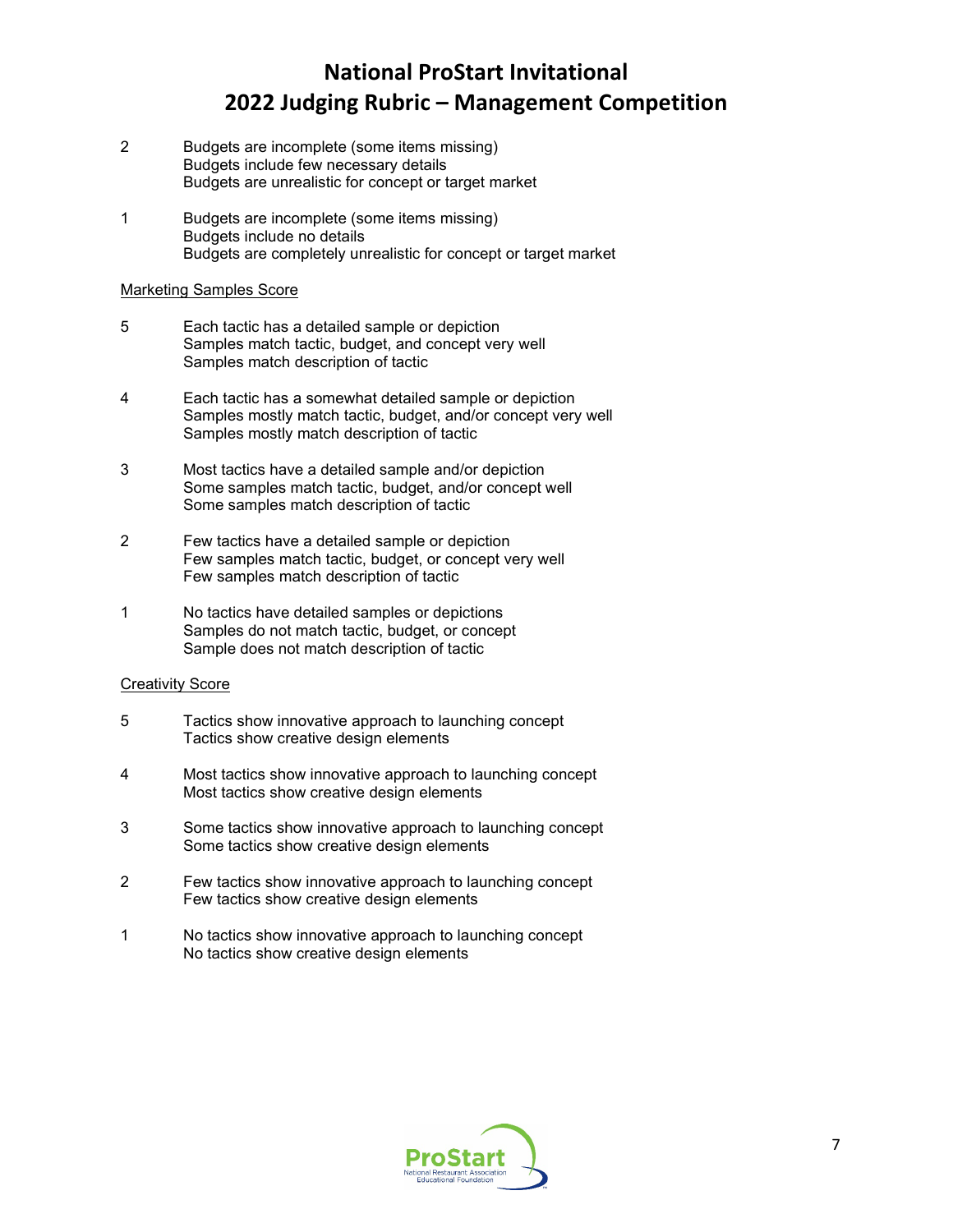2 Budgets are incomplete (some items missing)
Budgets include few necessary details
Budgets are unrealistic for concept or target market

1 Budgets are incomplete (some items missing)
Budgets include no details
Budgets are completely unrealistic for concept or target market

Marketing Samples Score

5 Each tactic has a detailed sample or depiction
Samples match tactic, budget, and concept very well
Samples match description of tactic

4 Each tactic has a somewhat detailed sample or depiction
Samples mostly match tactic, budget, and/or concept very well
Samples mostly match description of tactic

3 Most tactics have a detailed sample and/or depiction
Some samples match tactic, budget, and/or concept well
Some samples match description of tactic

2 Few tactics have a detailed sample or depiction
Few samples match tactic, budget, or concept very well
Few samples match description of tactic

1 No tactics have detailed samples or depictions
Samples do not match tactic, budget, or concept
Sample does not match description of tactic

Creativity Score

5 Tactics show innovative approach to launching concept
Tactics show creative design elements

4 Most tactics show innovative approach to launching concept
Most tactics show creative design elements

3 Some tactics show innovative approach to launching concept
Some tactics show creative design elements

2 Few tactics show innovative approach to launching concept
Few tactics show creative design elements

1 No tactics show innovative approach to launching concept
No tactics show creative design elements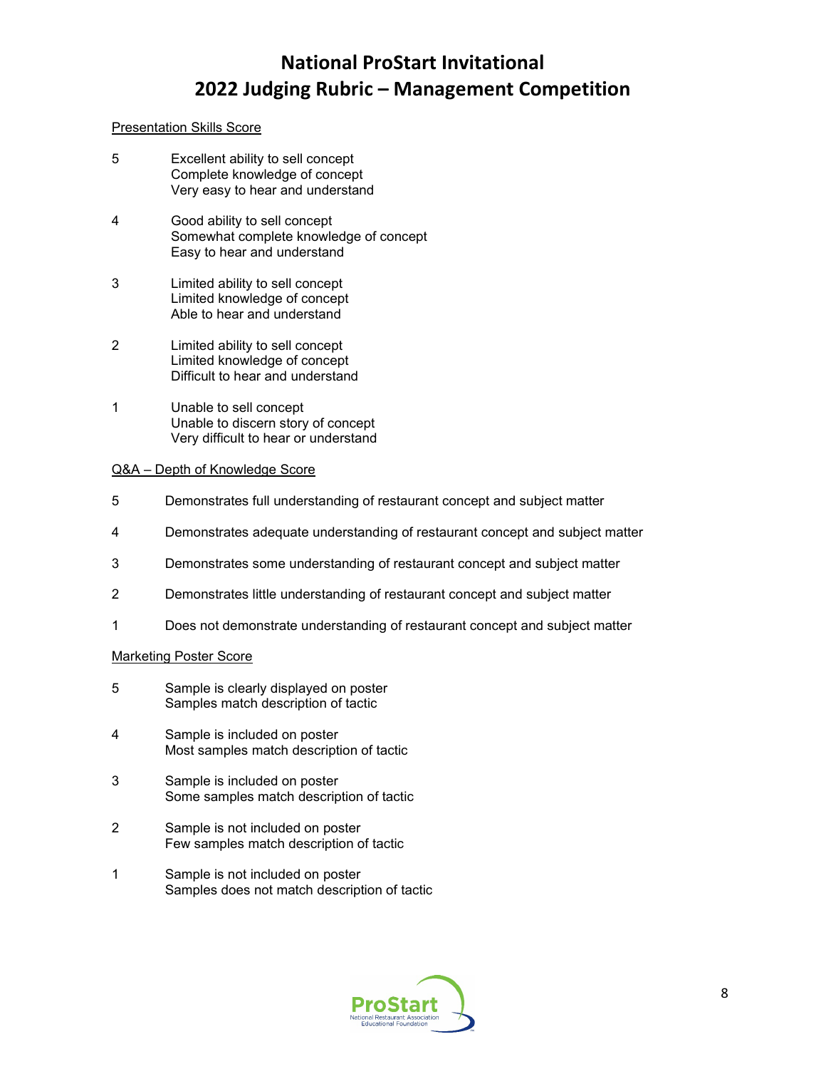# National ProStart Invitational
# 2022 Judging Rubric – Management Competition

<u>Presentation Skills Score</u>

5 Excellent ability to sell concept
Complete knowledge of concept
Very easy to hear and understand

4 Good ability to sell concept
Somewhat complete knowledge of concept
Easy to hear and understand

3 Limited ability to sell concept
Limited knowledge of concept
Able to hear and understand

2 Limited ability to sell concept
Limited knowledge of concept
Difficult to hear and understand

1 Unable to sell concept
Unable to discern story of concept
Very difficult to hear or understand

<u>Q&A – Depth of Knowledge Score</u>

5 Demonstrates full understanding of restaurant concept and subject matter

4 Demonstrates adequate understanding of restaurant concept and subject matter

3 Demonstrates some understanding of restaurant concept and subject matter

2 Demonstrates little understanding of restaurant concept and subject matter

1 Does not demonstrate understanding of restaurant concept and subject matter

<u>Marketing Poster Score</u>

5 Sample is clearly displayed on poster
Samples match description of tactic

4 Sample is included on poster
Most samples match description of tactic

3 Sample is included on poster
Some samples match description of tactic

2 Sample is not included on poster
Few samples match description of tactic

1 Sample is not included on poster
Samples does not match description of tactic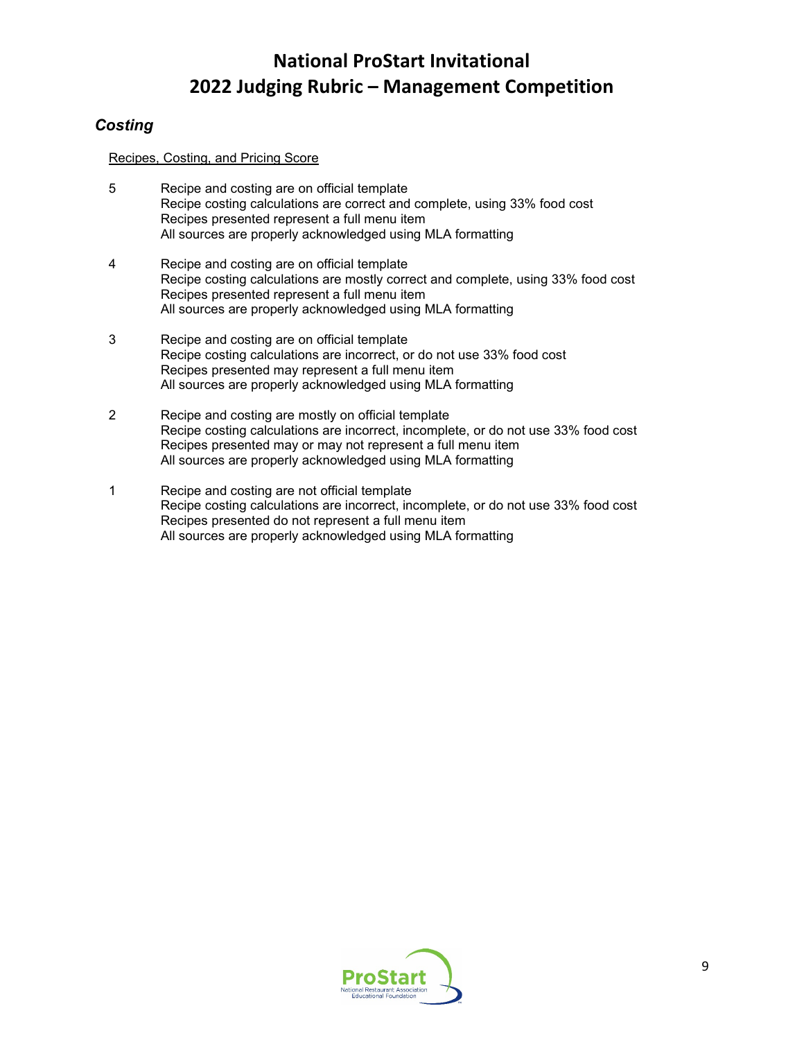# National ProStart Invitational
# 2022 Judging Rubric – Management Competition

## *Costing*

Recipes, Costing, and Pricing Score

5 Recipe and costing are on official template
Recipe costing calculations are correct and complete, using 33% food cost
Recipes presented represent a full menu item
All sources are properly acknowledged using MLA formatting

4 Recipe and costing are on official template
Recipe costing calculations are mostly correct and complete, using 33% food cost
Recipes presented represent a full menu item
All sources are properly acknowledged using MLA formatting

3 Recipe and costing are on official template
Recipe costing calculations are incorrect, or do not use 33% food cost
Recipes presented may represent a full menu item
All sources are properly acknowledged using MLA formatting

2 Recipe and costing are mostly on official template
Recipe costing calculations are incorrect, incomplete, or do not use 33% food cost
Recipes presented may or may not represent a full menu item
All sources are properly acknowledged using MLA formatting

1 Recipe and costing are not official template
Recipe costing calculations are incorrect, incomplete, or do not use 33% food cost
Recipes presented do not represent a full menu item
All sources are properly acknowledged using MLA formatting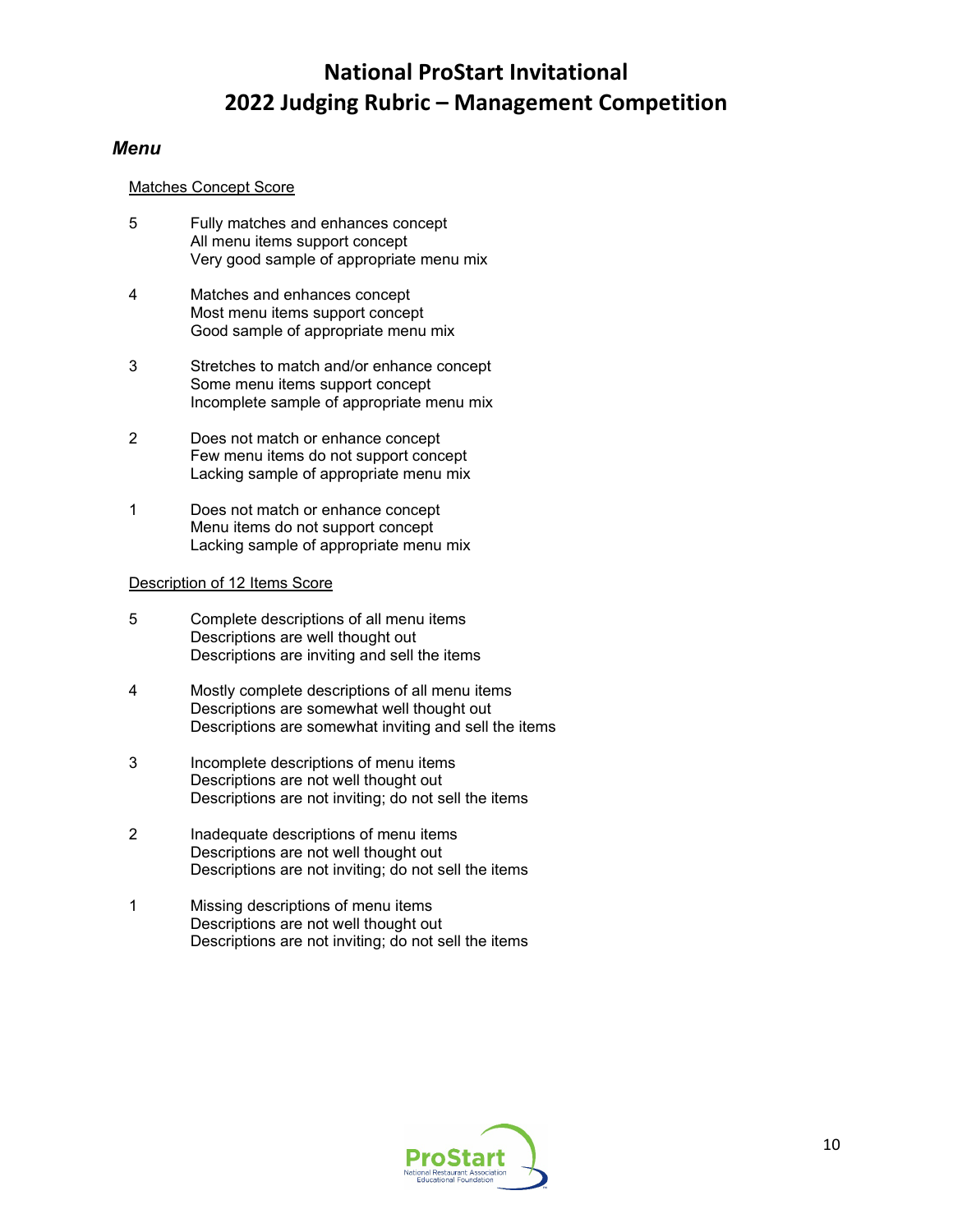# National ProStart Invitational
# 2022 Judging Rubric – Management Competition

## *Menu*

Matches Concept Score

5 Fully matches and enhances concept
All menu items support concept
Very good sample of appropriate menu mix

4 Matches and enhances concept
Most menu items support concept
Good sample of appropriate menu mix

3 Stretches to match and/or enhance concept
Some menu items support concept
Incomplete sample of appropriate menu mix

2 Does not match or enhance concept
Few menu items do not support concept
Lacking sample of appropriate menu mix

1 Does not match or enhance concept
Menu items do not support concept
Lacking sample of appropriate menu mix

Description of 12 Items Score

5 Complete descriptions of all menu items
Descriptions are well thought out
Descriptions are inviting and sell the items

4 Mostly complete descriptions of all menu items
Descriptions are somewhat well thought out
Descriptions are somewhat inviting and sell the items

3 Incomplete descriptions of menu items
Descriptions are not well thought out
Descriptions are not inviting; do not sell the items

2 Inadequate descriptions of menu items
Descriptions are not well thought out
Descriptions are not inviting; do not sell the items

1 Missing descriptions of menu items
Descriptions are not well thought out
Descriptions are not inviting; do not sell the items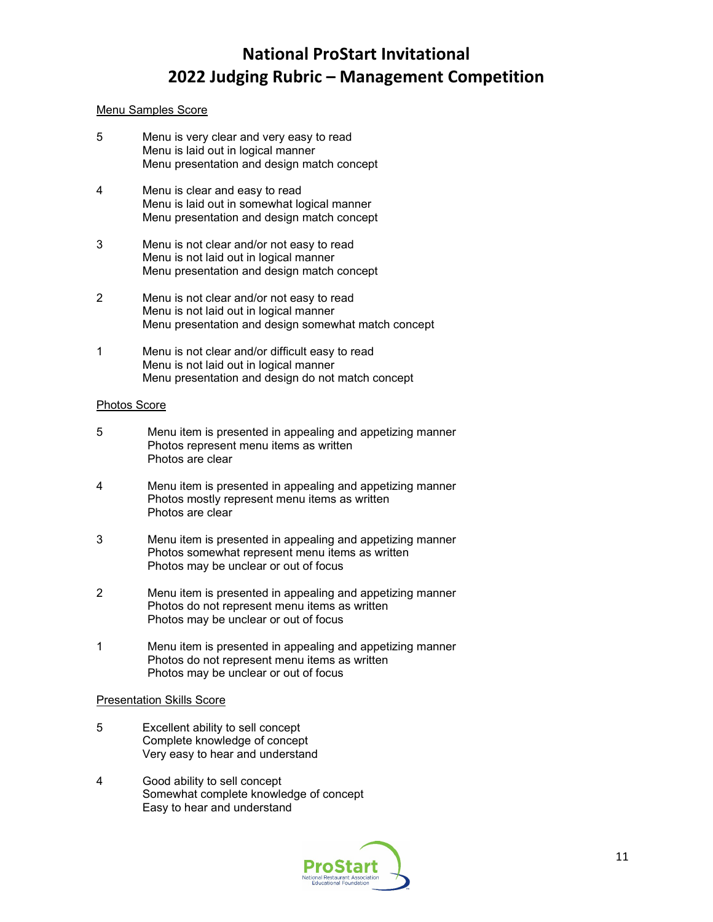# National ProStart Invitational
# 2022 Judging Rubric – Management Competition

Menu Samples Score

5 Menu is very clear and very easy to read
Menu is laid out in logical manner
Menu presentation and design match concept

4 Menu is clear and easy to read
Menu is laid out in somewhat logical manner
Menu presentation and design match concept

3 Menu is not clear and/or not easy to read
Menu is not laid out in logical manner
Menu presentation and design match concept

2 Menu is not clear and/or not easy to read
Menu is not laid out in logical manner
Menu presentation and design somewhat match concept

1 Menu is not clear and/or difficult easy to read
Menu is not laid out in logical manner
Menu presentation and design do not match concept

Photos Score

5 Menu item is presented in appealing and appetizing manner
Photos represent menu items as written
Photos are clear

4 Menu item is presented in appealing and appetizing manner
Photos mostly represent menu items as written
Photos are clear

3 Menu item is presented in appealing and appetizing manner
Photos somewhat represent menu items as written
Photos may be unclear or out of focus

2 Menu item is presented in appealing and appetizing manner
Photos do not represent menu items as written
Photos may be unclear or out of focus

1 Menu item is presented in appealing and appetizing manner
Photos do not represent menu items as written
Photos may be unclear or out of focus

Presentation Skills Score

5 Excellent ability to sell concept
Complete knowledge of concept
Very easy to hear and understand

4 Good ability to sell concept
Somewhat complete knowledge of concept
Easy to hear and understand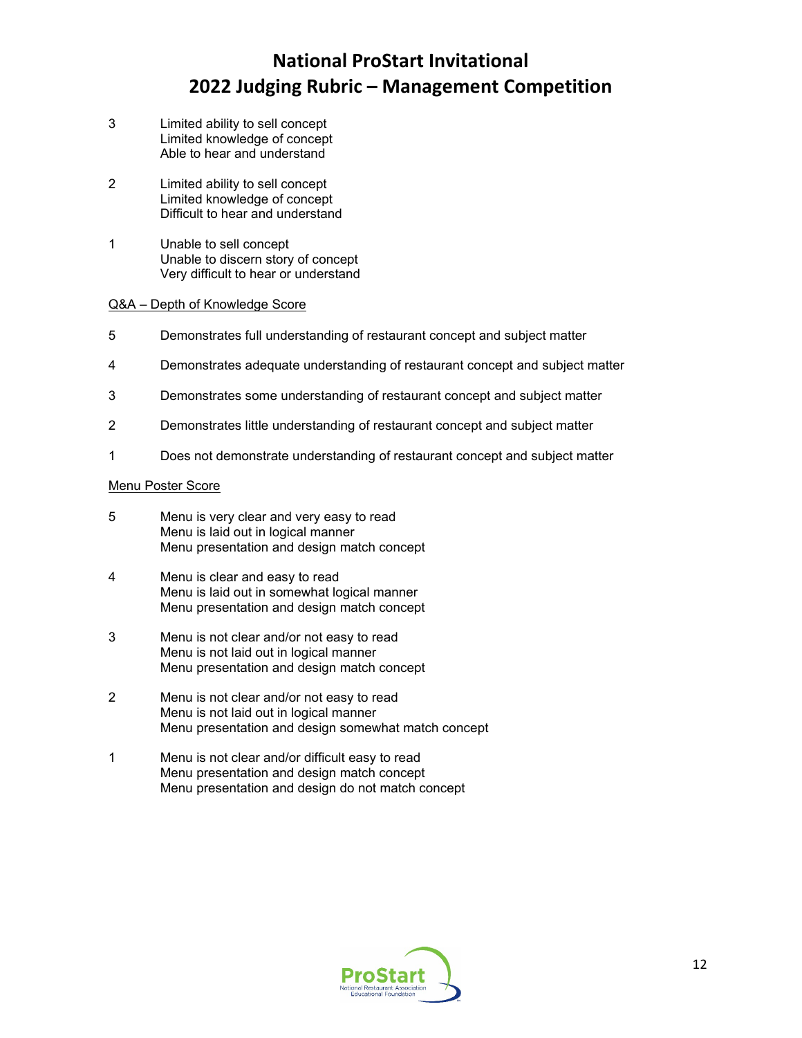# National ProStart Invitational
## 2022 Judging Rubric – Management Competition

3 Limited ability to sell concept
Limited knowledge of concept
Able to hear and understand

2 Limited ability to sell concept
Limited knowledge of concept
Difficult to hear and understand

1 Unable to sell concept
Unable to discern story of concept
Very difficult to hear or understand

<u>Q&A – Depth of Knowledge Score</u>

5 Demonstrates full understanding of restaurant concept and subject matter

4 Demonstrates adequate understanding of restaurant concept and subject matter

3 Demonstrates some understanding of restaurant concept and subject matter

2 Demonstrates little understanding of restaurant concept and subject matter

1 Does not demonstrate understanding of restaurant concept and subject matter

<u>Menu Poster Score</u>

5 Menu is very clear and very easy to read
Menu is laid out in logical manner
Menu presentation and design match concept

4 Menu is clear and easy to read
Menu is laid out in somewhat logical manner
Menu presentation and design match concept

3 Menu is not clear and/or not easy to read
Menu is not laid out in logical manner
Menu presentation and design match concept

2 Menu is not clear and/or not easy to read
Menu is not laid out in logical manner
Menu presentation and design somewhat match concept

1 Menu is not clear and/or difficult easy to read
Menu presentation and design match concept
Menu presentation and design do not match concept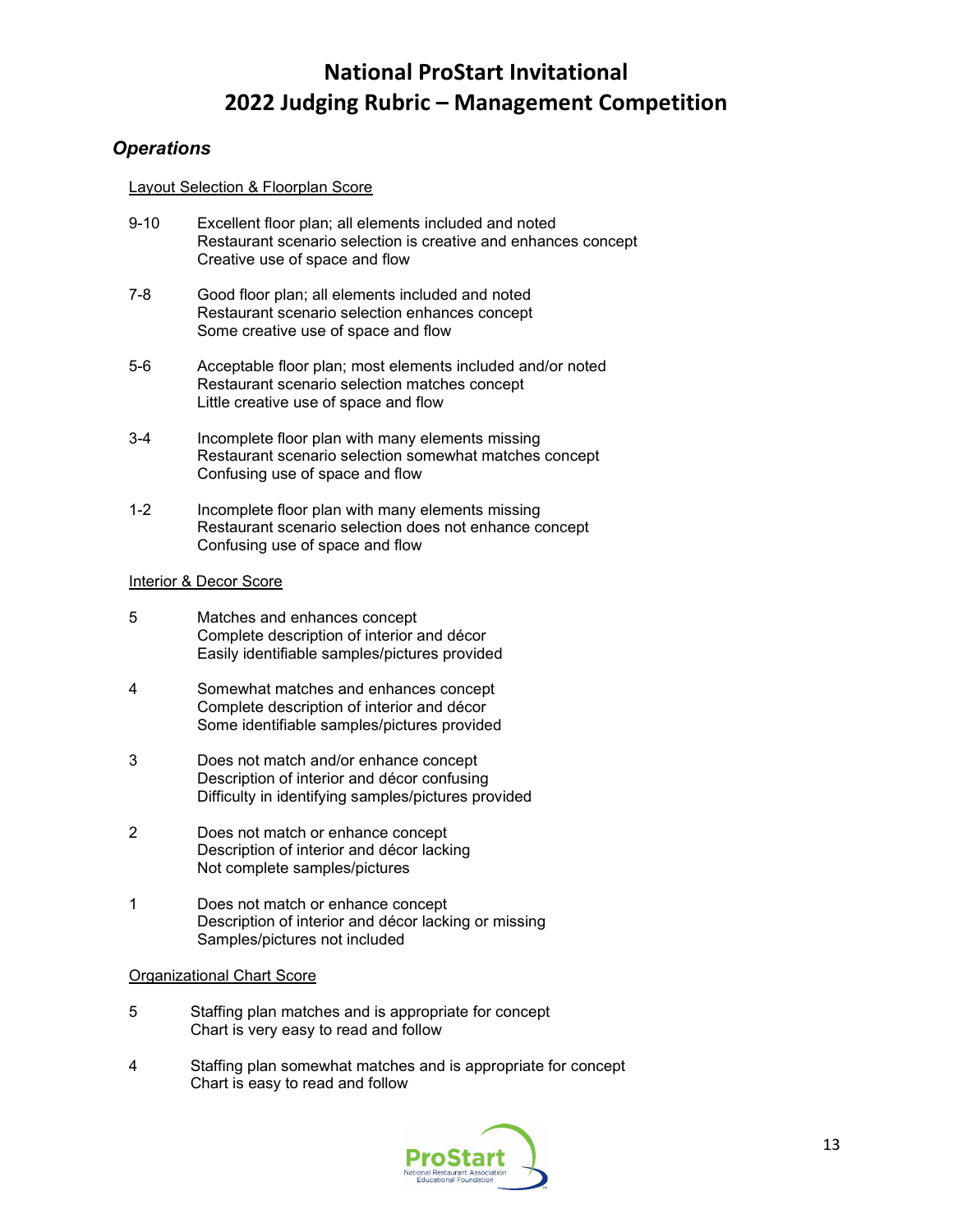# National ProStart Invitational
# 2022 Judging Rubric – Management Competition

## *Operations*

Layout Selection & Floorplan Score

9-10 Excellent floor plan; all elements included and noted
Restaurant scenario selection is creative and enhances concept
Creative use of space and flow

7-8 Good floor plan; all elements included and noted
Restaurant scenario selection enhances concept
Some creative use of space and flow

5-6 Acceptable floor plan; most elements included and/or noted
Restaurant scenario selection matches concept
Little creative use of space and flow

3-4 Incomplete floor plan with many elements missing
Restaurant scenario selection somewhat matches concept
Confusing use of space and flow

1-2 Incomplete floor plan with many elements missing
Restaurant scenario selection does not enhance concept
Confusing use of space and flow

Interior & Decor Score

5 Matches and enhances concept
Complete description of interior and décor
Easily identifiable samples/pictures provided

4 Somewhat matches and enhances concept
Complete description of interior and décor
Some identifiable samples/pictures provided

3 Does not match and/or enhance concept
Description of interior and décor confusing
Difficulty in identifying samples/pictures provided

2 Does not match or enhance concept
Description of interior and décor lacking
Not complete samples/pictures

1 Does not match or enhance concept
Description of interior and décor lacking or missing
Samples/pictures not included

Organizational Chart Score

5 Staffing plan matches and is appropriate for concept
Chart is very easy to read and follow

4 Staffing plan somewhat matches and is appropriate for concept
Chart is easy to read and follow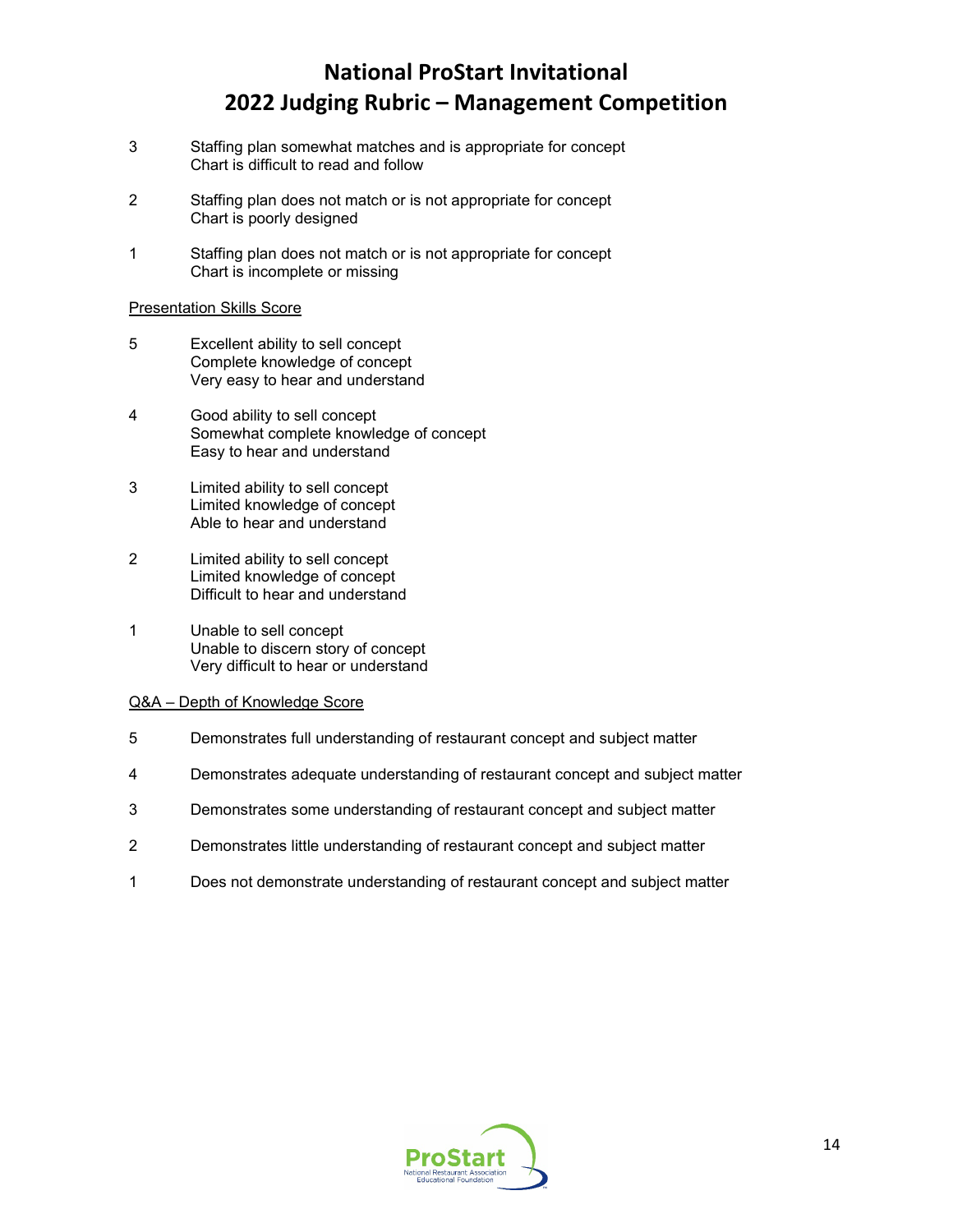3 Staffing plan somewhat matches and is appropriate for concept
Chart is difficult to read and follow

2 Staffing plan does not match or is not appropriate for concept
Chart is poorly designed

1 Staffing plan does not match or is not appropriate for concept
Chart is incomplete or missing

Presentation Skills Score

5 Excellent ability to sell concept
Complete knowledge of concept
Very easy to hear and understand

4 Good ability to sell concept
Somewhat complete knowledge of concept
Easy to hear and understand

3 Limited ability to sell concept
Limited knowledge of concept
Able to hear and understand

2 Limited ability to sell concept
Limited knowledge of concept
Difficult to hear and understand

1 Unable to sell concept
Unable to discern story of concept
Very difficult to hear or understand

Q&A – Depth of Knowledge Score

5 Demonstrates full understanding of restaurant concept and subject matter

4 Demonstrates adequate understanding of restaurant concept and subject matter

3 Demonstrates some understanding of restaurant concept and subject matter

2 Demonstrates little understanding of restaurant concept and subject matter

1 Does not demonstrate understanding of restaurant concept and subject matter